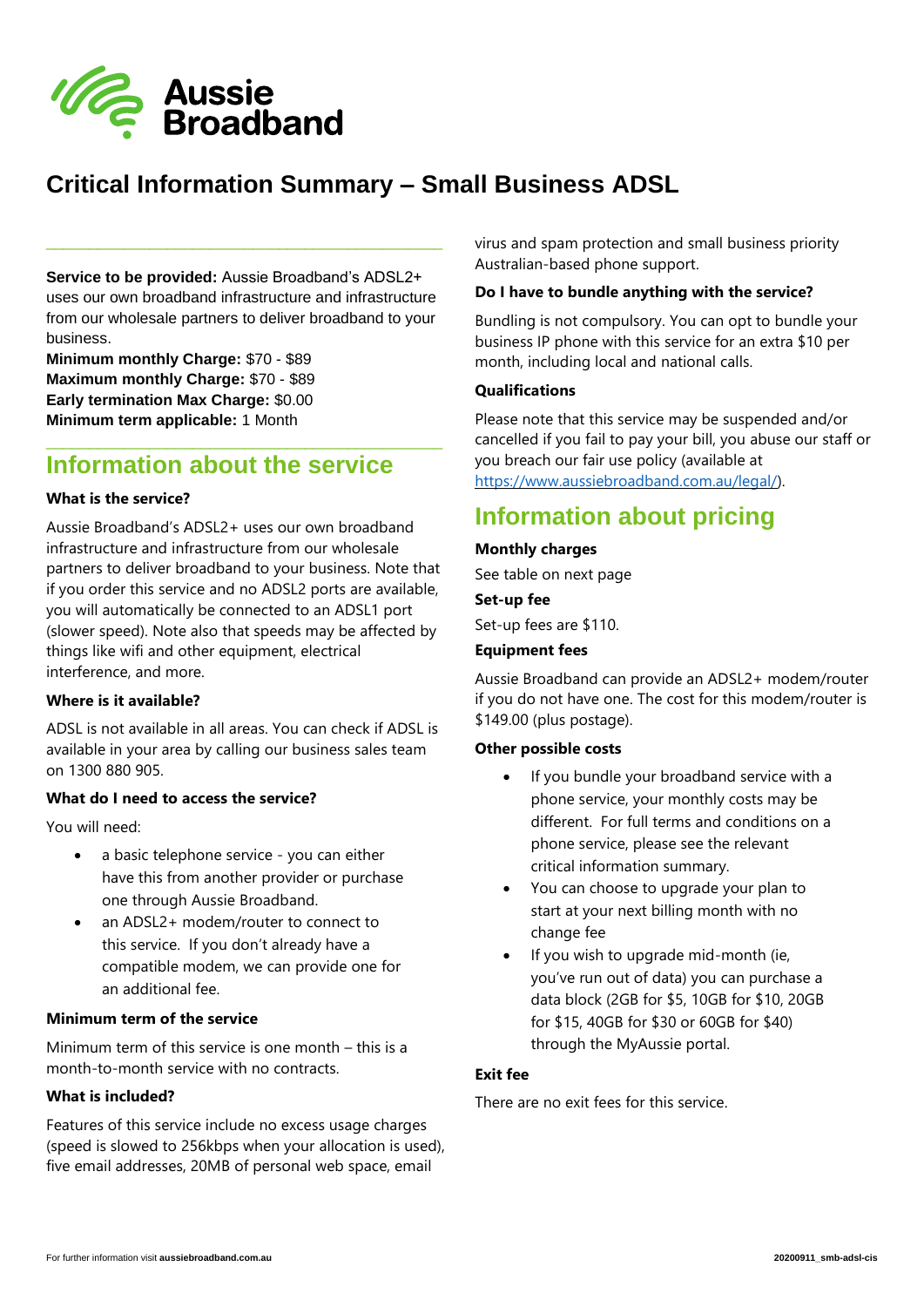Aussie Broadband

# Critical Information Summary – Small Business ADSL

**Service to be provided:** Aussie Broadband's ADSL2+ uses our own broadband infrastructure and infrastructure from our wholesale partners to deliver broadband to your business.
**Minimum monthly Charge:** $70 - $89
**Maximum monthly Charge:** $70 - $89
**Early termination Max Charge:** $0.00
**Minimum term applicable:** 1 Month

## Information about the service

### What is the service?

Aussie Broadband's ADSL2+ uses our own broadband infrastructure and infrastructure from our wholesale partners to deliver broadband to your business. Note that if you order this service and no ADSL2 ports are available, you will automatically be connected to an ADSL1 port (slower speed). Note also that speeds may be affected by things like wifi and other equipment, electrical interference, and more.

### Where is it available?

ADSL is not available in all areas. You can check if ADSL is available in your area by calling our business sales team on 1300 880 905.

### What do I need to access the service?

You will need:

- a basic telephone service - you can either have this from another provider or purchase one through Aussie Broadband.
- an ADSL2+ modem/router to connect to this service. If you don't already have a compatible modem, we can provide one for an additional fee.

### Minimum term of the service

Minimum term of this service is one month – this is a month-to-month service with no contracts.

### What is included?

Features of this service include no excess usage charges (speed is slowed to 256kbps when your allocation is used), five email addresses, 20MB of personal web space, email virus and spam protection and small business priority Australian-based phone support.

### Do I have to bundle anything with the service?

Bundling is not compulsory. You can opt to bundle your business IP phone with this service for an extra $10 per month, including local and national calls.

### Qualifications

Please note that this service may be suspended and/or cancelled if you fail to pay your bill, you abuse our staff or you breach our fair use policy (available at https://www.aussiebroadband.com.au/legal/).

## Information about pricing

### Monthly charges

See table on next page

### Set-up fee

Set-up fees are $110.

### Equipment fees

Aussie Broadband can provide an ADSL2+ modem/router if you do not have one. The cost for this modem/router is $149.00 (plus postage).

### Other possible costs

- If you bundle your broadband service with a phone service, your monthly costs may be different. For full terms and conditions on a phone service, please see the relevant critical information summary.
- You can choose to upgrade your plan to start at your next billing month with no change fee
- If you wish to upgrade mid-month (ie, you've run out of data) you can purchase a data block (2GB for $5, 10GB for $10, 20GB for $15, 40GB for $30 or 60GB for $40) through the MyAussie portal.

### Exit fee

There are no exit fees for this service.

For further information visit **aussiebroadband.com.au**

**20200911_smb-adsl-cis**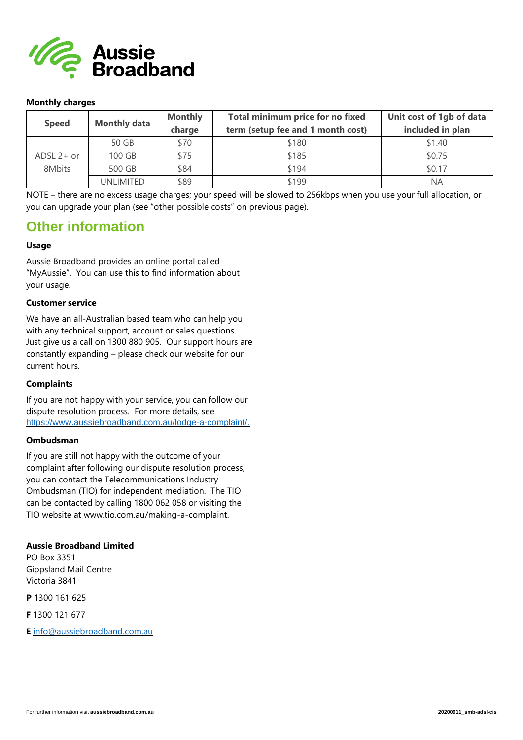**Monthly charges**

| Speed | Monthly data | Monthly charge | Total minimum price for no fixed term (setup fee and 1 month cost) | Unit cost of 1gb of data included in plan |
|---|---|---|---|---|
| ADSL 2+ or 8Mbits | 50 GB | $70 | $180 | $1.40 |
| | 100 GB | $75 | $185 | $0.75 |
| | 500 GB | $84 | $194 | $0.17 |
| | UNLIMITED | $89 | $199 | NA |

NOTE – there are no excess usage charges; your speed will be slowed to 256kbps when you use your full allocation, or you can upgrade your plan (see "other possible costs" on previous page).

## Other information

**Usage**

Aussie Broadband provides an online portal called "MyAussie". You can use this to find information about your usage.

**Customer service**

We have an all-Australian based team who can help you with any technical support, account or sales questions. Just give us a call on 1300 880 905. Our support hours are constantly expanding – please check our website for our current hours.

**Complaints**

If you are not happy with your service, you can follow our dispute resolution process. For more details, see https://www.aussiebroadband.com.au/lodge-a-complaint/.

**Ombudsman**

If you are still not happy with the outcome of your complaint after following our dispute resolution process, you can contact the Telecommunications Industry Ombudsman (TIO) for independent mediation. The TIO can be contacted by calling 1800 062 058 or visiting the TIO website at www.tio.com.au/making-a-complaint.

**Aussie Broadband Limited**
PO Box 3351
Gippsland Mail Centre
Victoria 3841

**P** 1300 161 625

**F** 1300 121 677

**E** info@aussiebroadband.com.au